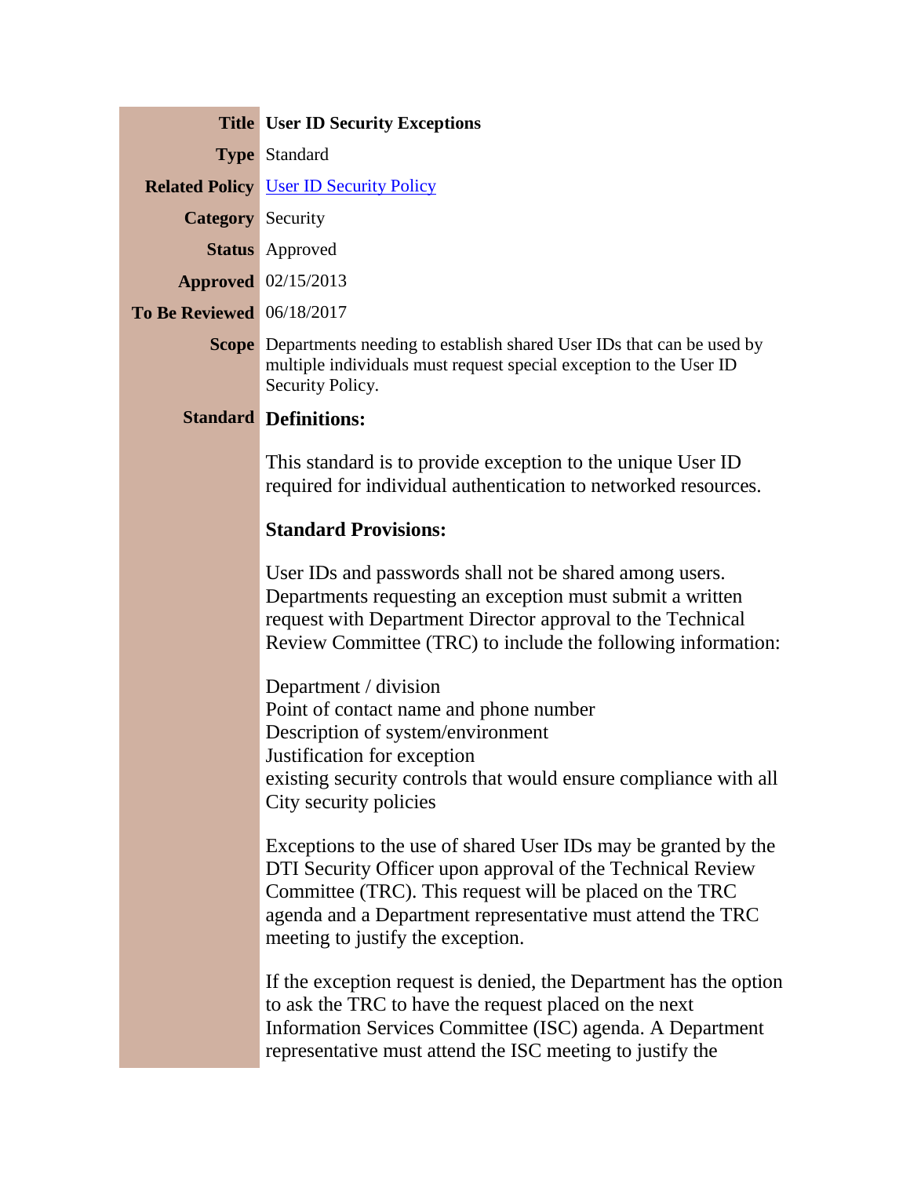| | |
|---|---|
| **Title** | **User ID Security Exceptions** |
| **Type** | Standard |
| **Related Policy** | User ID Security Policy |
| **Category** | Security |
| **Status** | Approved |
| **Approved** | 02/15/2013 |
| **To Be Reviewed** | 06/18/2017 |
| **Scope** | Departments needing to establish shared User IDs that can be used by multiple individuals must request special exception to the User ID Security Policy. |

**Standard**

**Definitions:**

This standard is to provide exception to the unique User ID required for individual authentication to networked resources.

**Standard Provisions:**

User IDs and passwords shall not be shared among users. Departments requesting an exception must submit a written request with Department Director approval to the Technical Review Committee (TRC) to include the following information:

Department / division
Point of contact name and phone number
Description of system/environment
Justification for exception
existing security controls that would ensure compliance with all City security policies

Exceptions to the use of shared User IDs may be granted by the DTI Security Officer upon approval of the Technical Review Committee (TRC). This request will be placed on the TRC agenda and a Department representative must attend the TRC meeting to justify the exception.

If the exception request is denied, the Department has the option to ask the TRC to have the request placed on the next Information Services Committee (ISC) agenda. A Department representative must attend the ISC meeting to justify the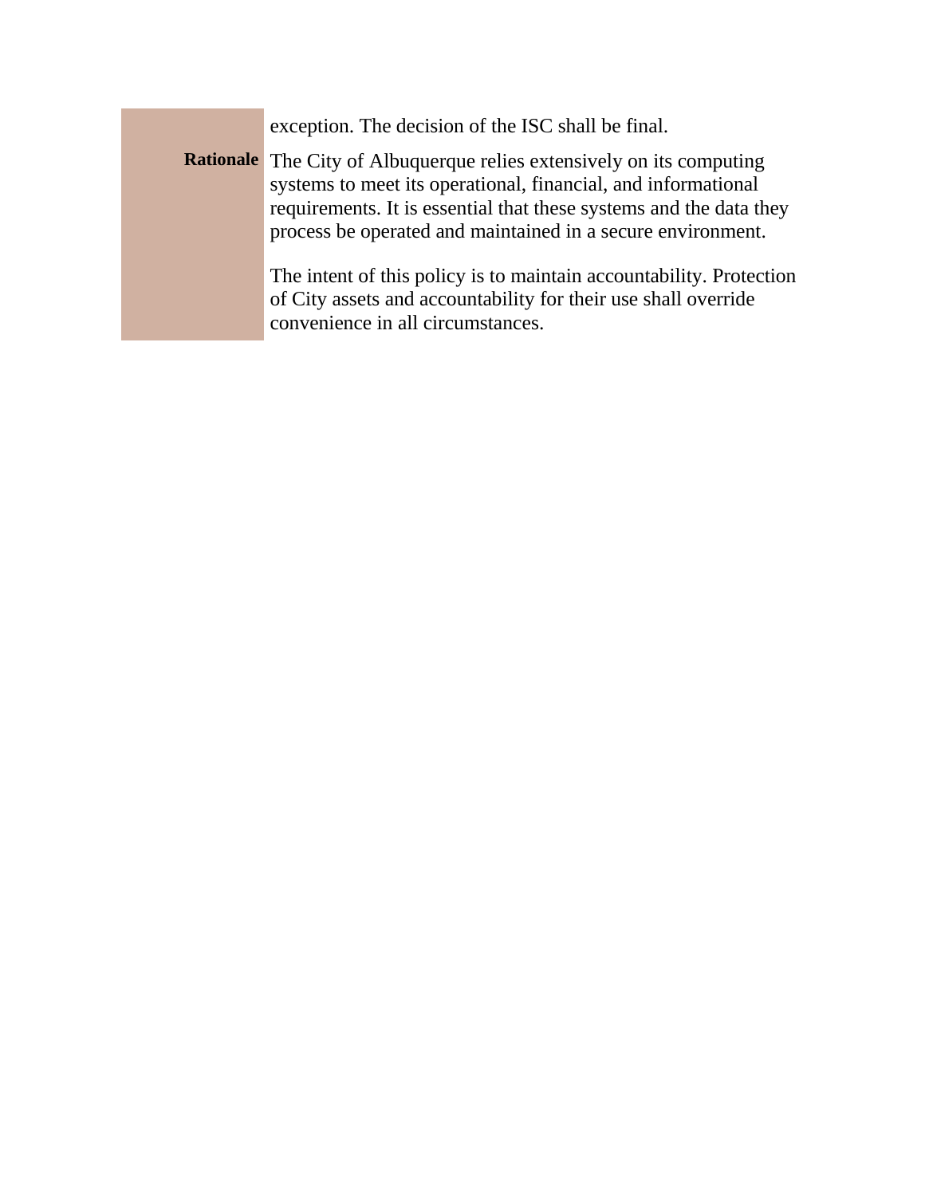exception. The decision of the ISC shall be final.

**Rationale**

The City of Albuquerque relies extensively on its computing systems to meet its operational, financial, and informational requirements. It is essential that these systems and the data they process be operated and maintained in a secure environment.

The intent of this policy is to maintain accountability. Protection of City assets and accountability for their use shall override convenience in all circumstances.